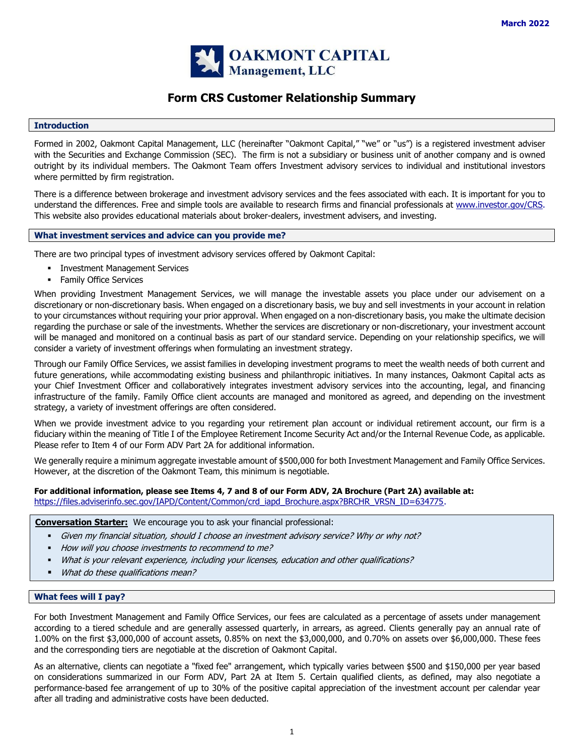March 2022

# OAKMONT CAPITAL Management, LLC

# Form CRS Customer Relationship Summary

## Introduction

Formed in 2002, Oakmont Capital Management, LLC (hereinafter "Oakmont Capital," "we" or "us") is a registered investment adviser with the Securities and Exchange Commission (SEC). The firm is not a subsidiary or business unit of another company and is owned outright by its individual members. The Oakmont Team offers Investment advisory services to individual and institutional investors where permitted by firm registration.

There is a difference between brokerage and investment advisory services and the fees associated with each. It is important for you to understand the differences. Free and simple tools are available to research firms and financial professionals at www.investor.gov/CRS. This website also provides educational materials about broker-dealers, investment advisers, and investing.

## What investment services and advice can you provide me?

There are two principal types of investment advisory services offered by Oakmont Capital:

- Investment Management Services
- Family Office Services

When providing Investment Management Services, we will manage the investable assets you place under our advisement on a discretionary or non-discretionary basis. When engaged on a discretionary basis, we buy and sell investments in your account in relation to your circumstances without requiring your prior approval. When engaged on a non-discretionary basis, you make the ultimate decision regarding the purchase or sale of the investments. Whether the services are discretionary or non-discretionary, your investment account will be managed and monitored on a continual basis as part of our standard service. Depending on your relationship specifics, we will consider a variety of investment offerings when formulating an investment strategy.

Through our Family Office Services, we assist families in developing investment programs to meet the wealth needs of both current and future generations, while accommodating existing business and philanthropic initiatives. In many instances, Oakmont Capital acts as your Chief Investment Officer and collaboratively integrates investment advisory services into the accounting, legal, and financing infrastructure of the family. Family Office client accounts are managed and monitored as agreed, and depending on the investment strategy, a variety of investment offerings are often considered.

When we provide investment advice to you regarding your retirement plan account or individual retirement account, our firm is a fiduciary within the meaning of Title I of the Employee Retirement Income Security Act and/or the Internal Revenue Code, as applicable. Please refer to Item 4 of our Form ADV Part 2A for additional information.

We generally require a minimum aggregate investable amount of $500,000 for both Investment Management and Family Office Services. However, at the discretion of the Oakmont Team, this minimum is negotiable.

**For additional information, please see Items 4, 7 and 8 of our Form ADV, 2A Brochure (Part 2A) available at:** https://files.adviserinfo.sec.gov/IAPD/Content/Common/crd_iapd_Brochure.aspx?BRCHR_VRSN_ID=634775.

**Conversation Starter:** We encourage you to ask your financial professional:

- *Given my financial situation, should I choose an investment advisory service? Why or why not?*
- *How will you choose investments to recommend to me?*
- *What is your relevant experience, including your licenses, education and other qualifications?*
- *What do these qualifications mean?*

## What fees will I pay?

For both Investment Management and Family Office Services, our fees are calculated as a percentage of assets under management according to a tiered schedule and are generally assessed quarterly, in arrears, as agreed. Clients generally pay an annual rate of 1.00% on the first $3,000,000 of account assets, 0.85% on next the $3,000,000, and 0.70% on assets over $6,000,000. These fees and the corresponding tiers are negotiable at the discretion of Oakmont Capital.

As an alternative, clients can negotiate a "fixed fee" arrangement, which typically varies between $500 and $150,000 per year based on considerations summarized in our Form ADV, Part 2A at Item 5. Certain qualified clients, as defined, may also negotiate a performance-based fee arrangement of up to 30% of the positive capital appreciation of the investment account per calendar year after all trading and administrative costs have been deducted.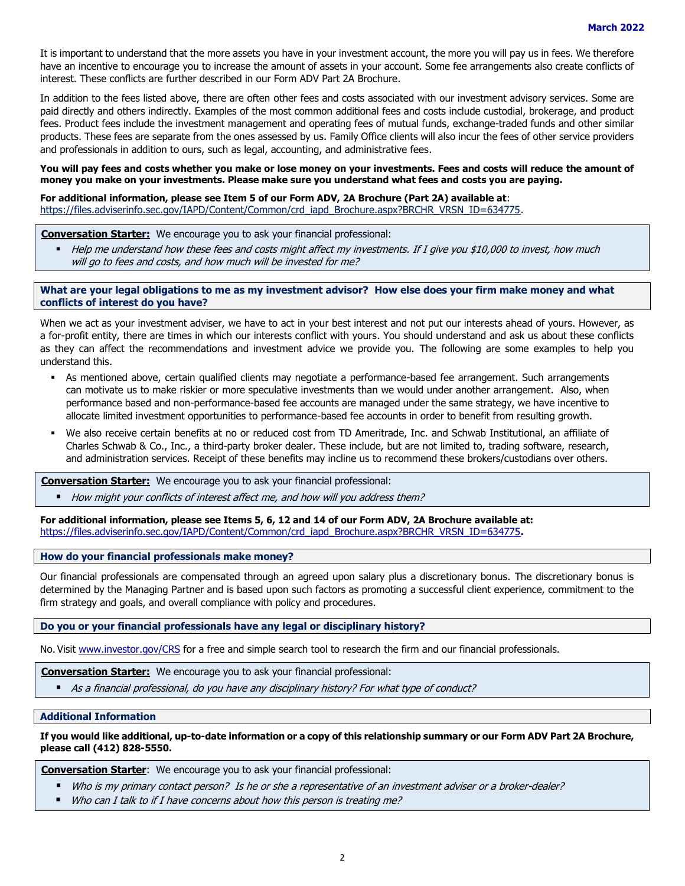It is important to understand that the more assets you have in your investment account, the more you will pay us in fees. We therefore have an incentive to encourage you to increase the amount of assets in your account. Some fee arrangements also create conflicts of interest. These conflicts are further described in our Form ADV Part 2A Brochure.

In addition to the fees listed above, there are often other fees and costs associated with our investment advisory services. Some are paid directly and others indirectly. Examples of the most common additional fees and costs include custodial, brokerage, and product fees. Product fees include the investment management and operating fees of mutual funds, exchange-traded funds and other similar products. These fees are separate from the ones assessed by us. Family Office clients will also incur the fees of other service providers and professionals in addition to ours, such as legal, accounting, and administrative fees.

**You will pay fees and costs whether you make or lose money on your investments. Fees and costs will reduce the amount of money you make on your investments. Please make sure you understand what fees and costs you are paying.**

**For additional information, please see Item 5 of our Form ADV, 2A Brochure (Part 2A) available at**: https://files.adviserinfo.sec.gov/IAPD/Content/Common/crd_iapd_Brochure.aspx?BRCHR_VRSN_ID=634775.

**Conversation Starter:** We encourage you to ask your financial professional:

- *Help me understand how these fees and costs might affect my investments. If I give you $10,000 to invest, how much will go to fees and costs, and how much will be invested for me?*

## What are your legal obligations to me as my investment advisor? How else does your firm make money and what conflicts of interest do you have?

When we act as your investment adviser, we have to act in your best interest and not put our interests ahead of yours. However, as a for-profit entity, there are times in which our interests conflict with yours. You should understand and ask us about these conflicts as they can affect the recommendations and investment advice we provide you. The following are some examples to help you understand this.

- As mentioned above, certain qualified clients may negotiate a performance-based fee arrangement. Such arrangements can motivate us to make riskier or more speculative investments than we would under another arrangement. Also, when performance based and non-performance-based fee accounts are managed under the same strategy, we have incentive to allocate limited investment opportunities to performance-based fee accounts in order to benefit from resulting growth.
- We also receive certain benefits at no or reduced cost from TD Ameritrade, Inc. and Schwab Institutional, an affiliate of Charles Schwab & Co., Inc., a third-party broker dealer. These include, but are not limited to, trading software, research, and administration services. Receipt of these benefits may incline us to recommend these brokers/custodians over others.

**Conversation Starter:** We encourage you to ask your financial professional:

- *How might your conflicts of interest affect me, and how will you address them?*

**For additional information, please see Items 5, 6, 12 and 14 of our Form ADV, 2A Brochure available at:** https://files.adviserinfo.sec.gov/IAPD/Content/Common/crd_iapd_Brochure.aspx?BRCHR_VRSN_ID=634775**.**

## How do your financial professionals make money?

Our financial professionals are compensated through an agreed upon salary plus a discretionary bonus. The discretionary bonus is determined by the Managing Partner and is based upon such factors as promoting a successful client experience, commitment to the firm strategy and goals, and overall compliance with policy and procedures.

## Do you or your financial professionals have any legal or disciplinary history?

No. Visit www.investor.gov/CRS for a free and simple search tool to research the firm and our financial professionals.

**Conversation Starter:** We encourage you to ask your financial professional:

- *As a financial professional, do you have any disciplinary history? For what type of conduct?*

## Additional Information

**If you would like additional, up-to-date information or a copy of this relationship summary or our Form ADV Part 2A Brochure, please call (412) 828-5550.**

**Conversation Starter**: We encourage you to ask your financial professional:

- *Who is my primary contact person? Is he or she a representative of an investment adviser or a broker-dealer?*
- *Who can I talk to if I have concerns about how this person is treating me?*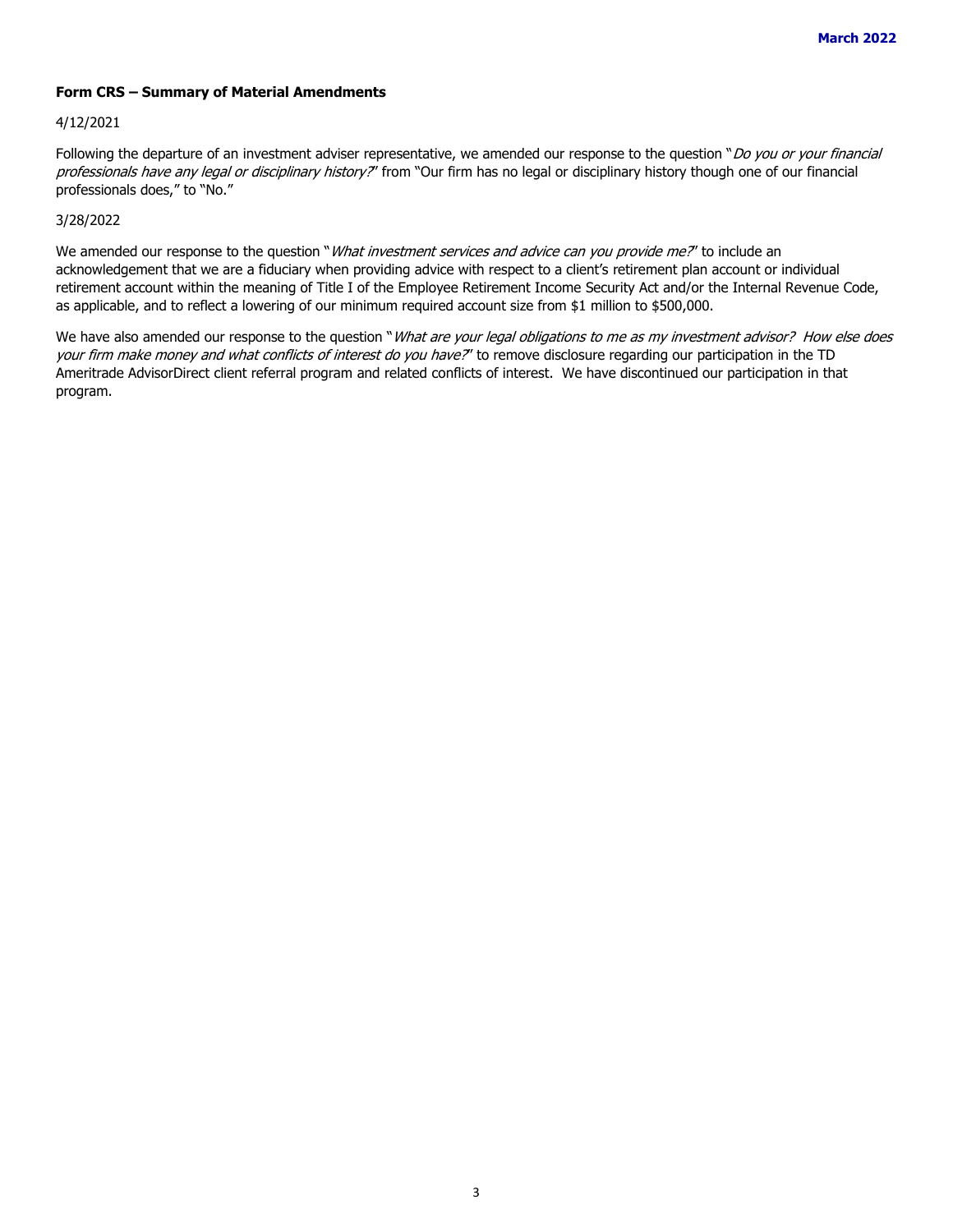**Form CRS – Summary of Material Amendments**

4/12/2021

Following the departure of an investment adviser representative, we amended our response to the question "*Do you or your financial professionals have any legal or disciplinary history?*" from "Our firm has no legal or disciplinary history though one of our financial professionals does," to "No."

3/28/2022

We amended our response to the question "*What investment services and advice can you provide me?*" to include an acknowledgement that we are a fiduciary when providing advice with respect to a client's retirement plan account or individual retirement account within the meaning of Title I of the Employee Retirement Income Security Act and/or the Internal Revenue Code, as applicable, and to reflect a lowering of our minimum required account size from $1 million to $500,000.

We have also amended our response to the question "*What are your legal obligations to me as my investment advisor? How else does your firm make money and what conflicts of interest do you have?*" to remove disclosure regarding our participation in the TD Ameritrade AdvisorDirect client referral program and related conflicts of interest. We have discontinued our participation in that program.